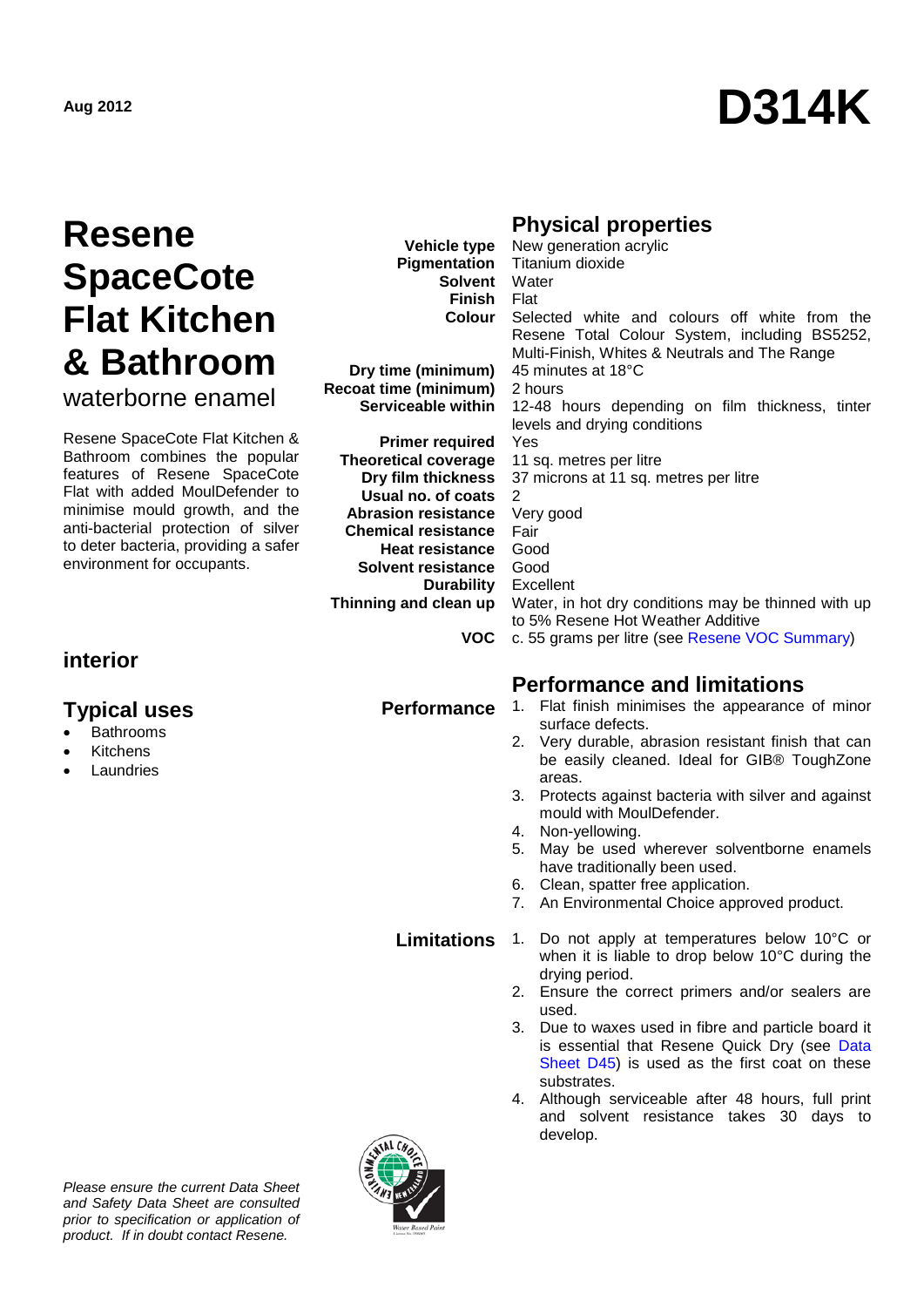Aug 2012

# D314K

# Resene SpaceCote Flat Kitchen & Bathroom

waterborne enamel

Resene SpaceCote Flat Kitchen & Bathroom combines the popular features of Resene SpaceCote Flat with added MoulDefender to minimise mould growth, and the anti-bacterial protection of silver to deter bacteria, providing a safer environment for occupants.

## interior

## Typical uses

- Bathrooms
- Kitchens
- Laundries

## Physical properties

| | |
|---|---|
| **Vehicle type** | New generation acrylic |
| **Pigmentation** | Titanium dioxide |
| **Solvent** | Water |
| **Finish** | Flat |
| **Colour** | Selected white and colours off white from the Resene Total Colour System, including BS5252, Multi-Finish, Whites & Neutrals and The Range |
| **Dry time (minimum)** | 45 minutes at 18°C |
| **Recoat time (minimum)** | 2 hours |
| **Serviceable within** | 12-48 hours depending on film thickness, tinter levels and drying conditions |
| **Primer required** | Yes |
| **Theoretical coverage** | 11 sq. metres per litre |
| **Dry film thickness** | 37 microns at 11 sq. metres per litre |
| **Usual no. of coats** | 2 |
| **Abrasion resistance** | Very good |
| **Chemical resistance** | Fair |
| **Heat resistance** | Good |
| **Solvent resistance** | Good |
| **Durability** | Excellent |
| **Thinning and clean up** | Water, in hot dry conditions may be thinned with up to 5% Resene Hot Weather Additive |
| **VOC** | c. 55 grams per litre (see Resene VOC Summary) |

## Performance and limitations

### Performance

1. Flat finish minimises the appearance of minor surface defects.
2. Very durable, abrasion resistant finish that can be easily cleaned. Ideal for GIB® ToughZone areas.
3. Protects against bacteria with silver and against mould with MoulDefender.
4. Non-yellowing.
5. May be used wherever solventborne enamels have traditionally been used.
6. Clean, spatter free application.
7. An Environmental Choice approved product.

### Limitations

1. Do not apply at temperatures below 10°C or when it is liable to drop below 10°C during the drying period.
2. Ensure the correct primers and/or sealers are used.
3. Due to waxes used in fibre and particle board it is essential that Resene Quick Dry (see Data Sheet D45) is used as the first coat on these substrates.
4. Although serviceable after 48 hours, full print and solvent resistance takes 30 days to develop.

*Please ensure the current Data Sheet and Safety Data Sheet are consulted prior to specification or application of product. If in doubt contact Resene.*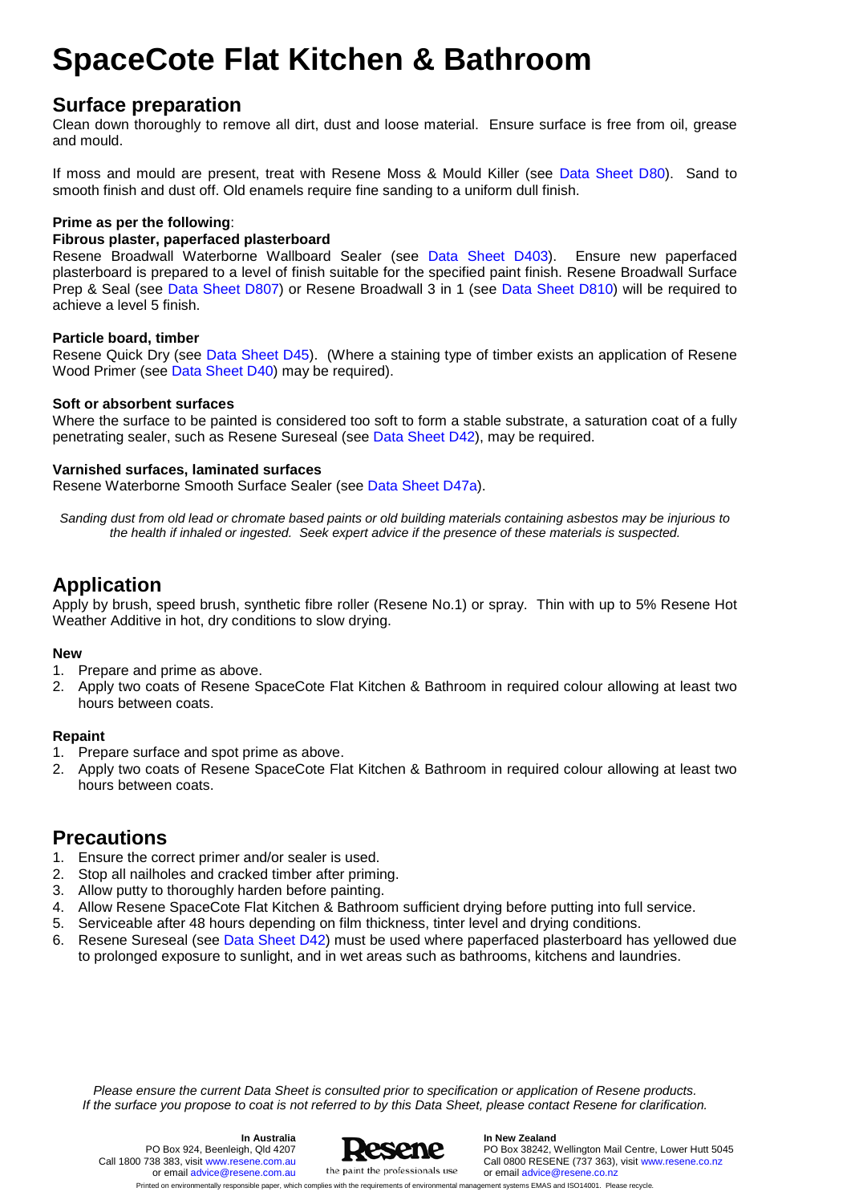# SpaceCote Flat Kitchen & Bathroom

## Surface preparation

Clean down thoroughly to remove all dirt, dust and loose material. Ensure surface is free from oil, grease and mould.

If moss and mould are present, treat with Resene Moss & Mould Killer (see Data Sheet D80). Sand to smooth finish and dust off. Old enamels require fine sanding to a uniform dull finish.

**Prime as per the following**:

**Fibrous plaster, paperfaced plasterboard**
Resene Broadwall Waterborne Wallboard Sealer (see Data Sheet D403). Ensure new paperfaced plasterboard is prepared to a level of finish suitable for the specified paint finish. Resene Broadwall Surface Prep & Seal (see Data Sheet D807) or Resene Broadwall 3 in 1 (see Data Sheet D810) will be required to achieve a level 5 finish.

**Particle board, timber**
Resene Quick Dry (see Data Sheet D45). (Where a staining type of timber exists an application of Resene Wood Primer (see Data Sheet D40) may be required).

**Soft or absorbent surfaces**
Where the surface to be painted is considered too soft to form a stable substrate, a saturation coat of a fully penetrating sealer, such as Resene Sureseal (see Data Sheet D42), may be required.

**Varnished surfaces, laminated surfaces**
Resene Waterborne Smooth Surface Sealer (see Data Sheet D47a).

*Sanding dust from old lead or chromate based paints or old building materials containing asbestos may be injurious to the health if inhaled or ingested. Seek expert advice if the presence of these materials is suspected.*

## Application

Apply by brush, speed brush, synthetic fibre roller (Resene No.1) or spray. Thin with up to 5% Resene Hot Weather Additive in hot, dry conditions to slow drying.

**New**

1. Prepare and prime as above.
2. Apply two coats of Resene SpaceCote Flat Kitchen & Bathroom in required colour allowing at least two hours between coats.

**Repaint**

1. Prepare surface and spot prime as above.
2. Apply two coats of Resene SpaceCote Flat Kitchen & Bathroom in required colour allowing at least two hours between coats.

## Precautions

1. Ensure the correct primer and/or sealer is used.
2. Stop all nailholes and cracked timber after priming.
3. Allow putty to thoroughly harden before painting.
4. Allow Resene SpaceCote Flat Kitchen & Bathroom sufficient drying before putting into full service.
5. Serviceable after 48 hours depending on film thickness, tinter level and drying conditions.
6. Resene Sureseal (see Data Sheet D42) must be used where paperfaced plasterboard has yellowed due to prolonged exposure to sunlight, and in wet areas such as bathrooms, kitchens and laundries.

*Please ensure the current Data Sheet is consulted prior to specification or application of Resene products. If the surface you propose to coat is not referred to by this Data Sheet, please contact Resene for clarification.*

**In Australia**
PO Box 924, Beenleigh, Qld 4207
Call 1800 738 383, visit www.resene.com.au
or email advice@resene.com.au

Resene
the paint the professionals use

**In New Zealand**
PO Box 38242, Wellington Mail Centre, Lower Hutt 5045
Call 0800 RESENE (737 363), visit www.resene.co.nz
or email advice@resene.co.nz

Printed on environmentally responsible paper, which complies with the requirements of environmental management systems EMAS and ISO14001. Please recycle.